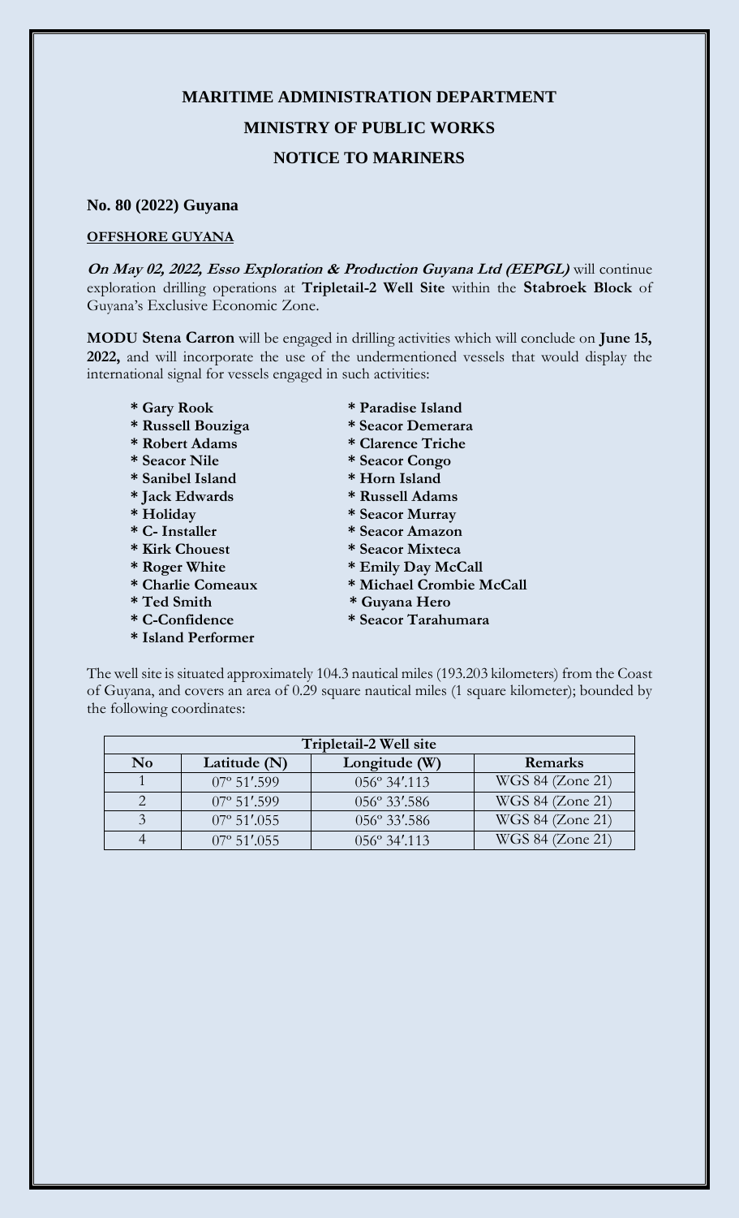# MARITIME ADMINISTRATION DEPARTMENT

## MINISTRY OF PUBLIC WORKS

## NOTICE TO MARINERS

**No. 80 (2022) Guyana**

**OFFSHORE GUYANA**

***On May 02, 2022, Esso Exploration & Production Guyana Ltd (EEPGL)*** will continue exploration drilling operations at **Tripletail-2 Well Site** within the **Stabroek Block** of Guyana's Exclusive Economic Zone.

**MODU Stena Carron** will be engaged in drilling activities which will conclude on **June 15, 2022,** and will incorporate the use of the undermentioned vessels that would display the international signal for vessels engaged in such activities:

- **Gary Rook**
- **Russell Bouziga**
- **Robert Adams**
- **Seacor Nile**
- **Sanibel Island**
- **Jack Edwards**
- **Holiday**
- **C- Installer**
- **Kirk Chouest**
- **Roger White**
- **Charlie Comeaux**
- **Ted Smith**
- **C-Confidence**
- **Island Performer**
- **Paradise Island**
- **Seacor Demerara**
- **Clarence Triche**
- **Seacor Congo**
- **Horn Island**
- **Russell Adams**
- **Seacor Murray**
- **Seacor Amazon**
- **Seacor Mixteca**
- **Emily Day McCall**
- **Michael Crombie McCall**
- **Guyana Hero**
- **Seacor Tarahumara**

The well site is situated approximately 104.3 nautical miles (193.203 kilometers) from the Coast of Guyana, and covers an area of 0.29 square nautical miles (1 square kilometer); bounded by the following coordinates:

| Tripletail-2 Well site | | | |
|---|---|---|---|
| **No** | **Latitude (N)** | **Longitude (W)** | **Remarks** |
| 1 | 07° 51′.599 | 056° 34′.113 | WGS 84 (Zone 21) |
| 2 | 07° 51′.599 | 056° 33′.586 | WGS 84 (Zone 21) |
| 3 | 07° 51′.055 | 056° 33′.586 | WGS 84 (Zone 21) |
| 4 | 07° 51′.055 | 056° 34′.113 | WGS 84 (Zone 21) |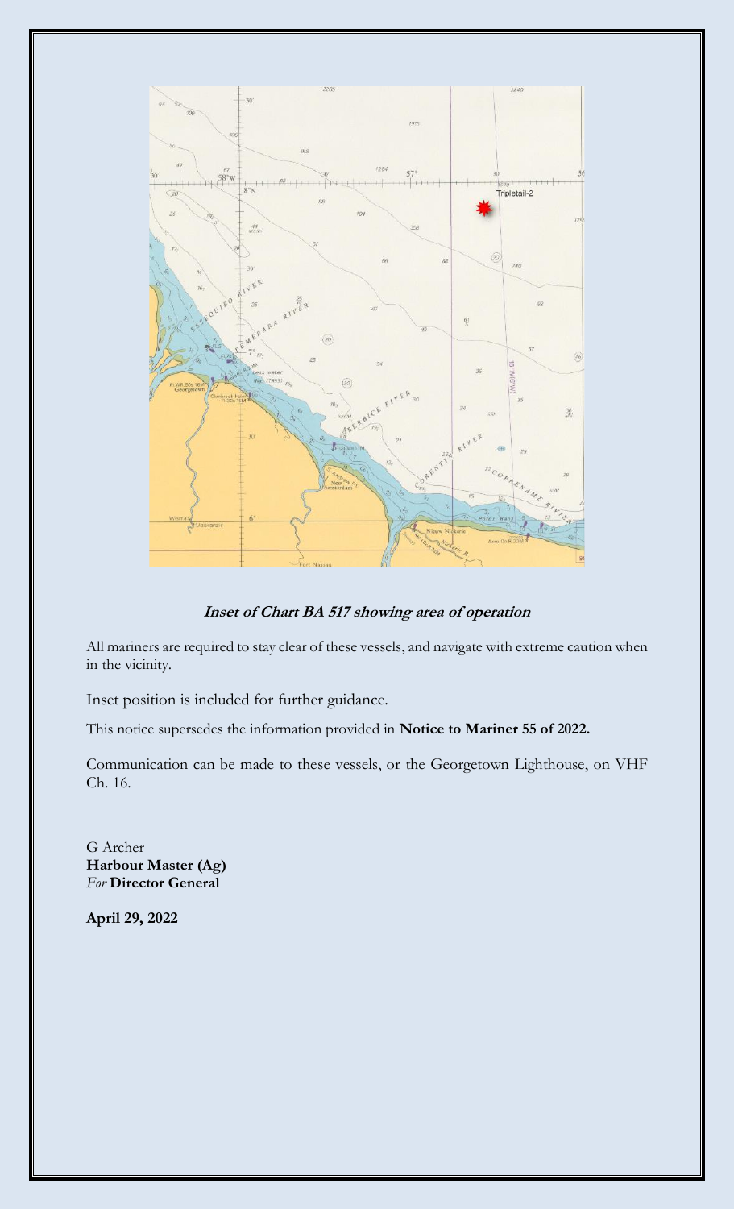***Inset of Chart BA 517 showing area of operation***

All mariners are required to stay clear of these vessels, and navigate with extreme caution when in the vicinity.

Inset position is included for further guidance.

This notice supersedes the information provided in **Notice to Mariner 55 of 2022.**

Communication can be made to these vessels, or the Georgetown Lighthouse, on VHF Ch. 16.

G Archer
**Harbour Master (Ag)**
*For* **Director General**

**April 29, 2022**